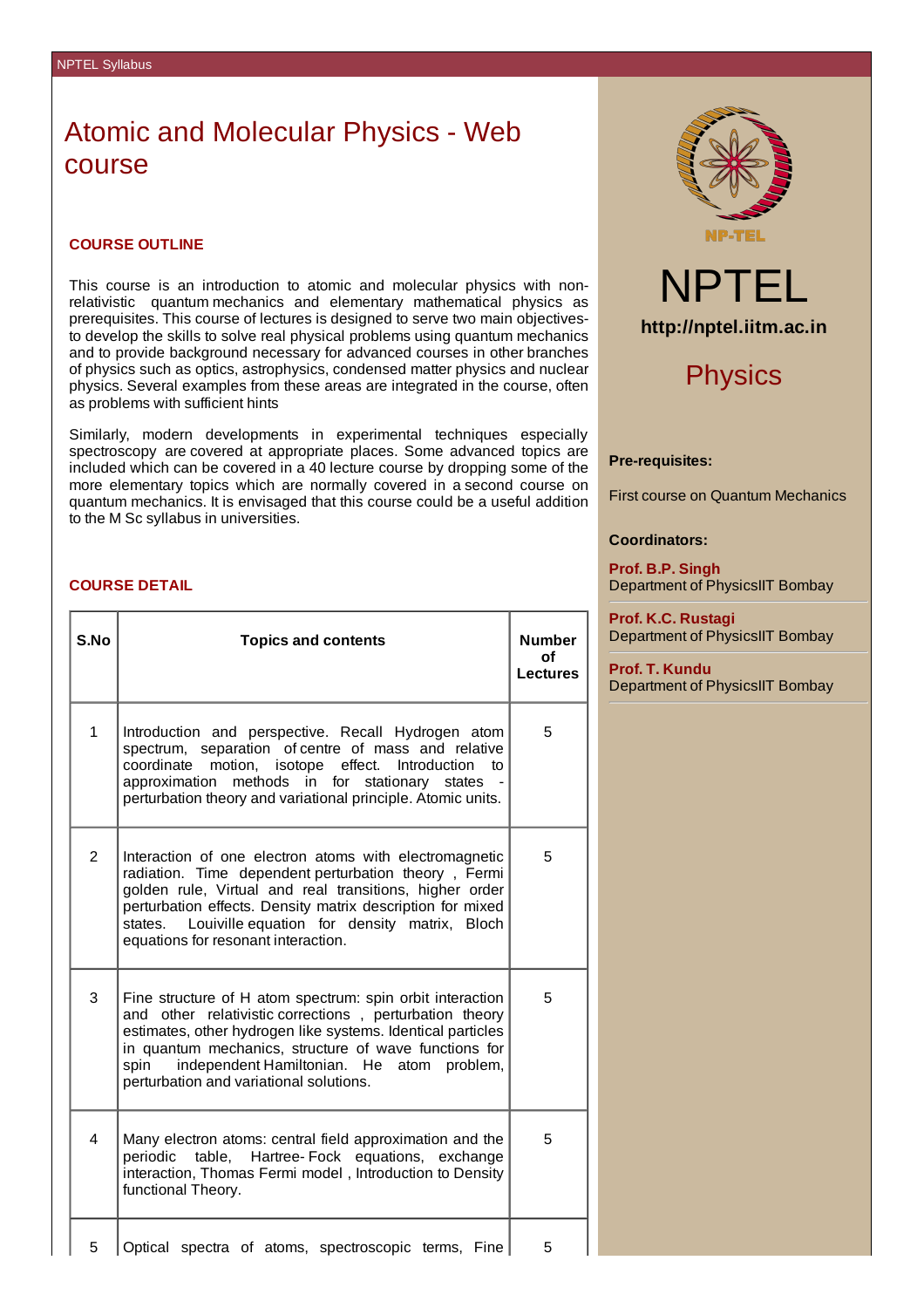# Atomic and Molecular Physics - Web course

## COURSE OUTLINE

This course is an introduction to atomic and molecular physics with non-relativistic quantum mechanics and elementary mathematical physics as prerequisites. This course of lectures is designed to serve two main objectives- to develop the skills to solve real physical problems using quantum mechanics and to provide background necessary for advanced courses in other branches of physics such as optics, astrophysics, condensed matter physics and nuclear physics. Several examples from these areas are integrated in the course, often as problems with sufficient hints

Similarly, modern developments in experimental techniques especially spectroscopy are covered at appropriate places. Some advanced topics are included which can be covered in a 40 lecture course by dropping some of the more elementary topics which are normally covered in a second course on quantum mechanics. It is envisaged that this course could be a useful addition to the M Sc syllabus in universities.

## COURSE DETAIL

| S.No | Topics and contents | Number of Lectures |
|---|---|---|
| 1 | Introduction and perspective. Recall Hydrogen atom spectrum, separation of centre of mass and relative coordinate motion, isotope effect. Introduction to approximation methods in for stationary states - perturbation theory and variational principle. Atomic units. | 5 |
| 2 | Interaction of one electron atoms with electromagnetic radiation. Time dependent perturbation theory , Fermi golden rule, Virtual and real transitions, higher order perturbation effects. Density matrix description for mixed states. Louiville equation for density matrix, Bloch equations for resonant interaction. | 5 |
| 3 | Fine structure of H atom spectrum: spin orbit interaction and other relativistic corrections , perturbation theory estimates, other hydrogen like systems. Identical particles in quantum mechanics, structure of wave functions for spin independent Hamiltonian. He atom problem, perturbation and variational solutions. | 5 |
| 4 | Many electron atoms: central field approximation and the periodic table, Hartree- Fock equations, exchange interaction, Thomas Fermi model , Introduction to Density functional Theory. | 5 |
| 5 | Optical spectra of atoms, spectroscopic terms, Fine | 5 |

NPTEL

http://nptel.iitm.ac.in

Physics

**Pre-requisites:**

First course on Quantum Mechanics

**Coordinators:**

**Prof. B.P. Singh**
Department of PhysicsIIT Bombay

**Prof. K.C. Rustagi**
Department of PhysicsIIT Bombay

**Prof. T. Kundu**
Department of PhysicsIIT Bombay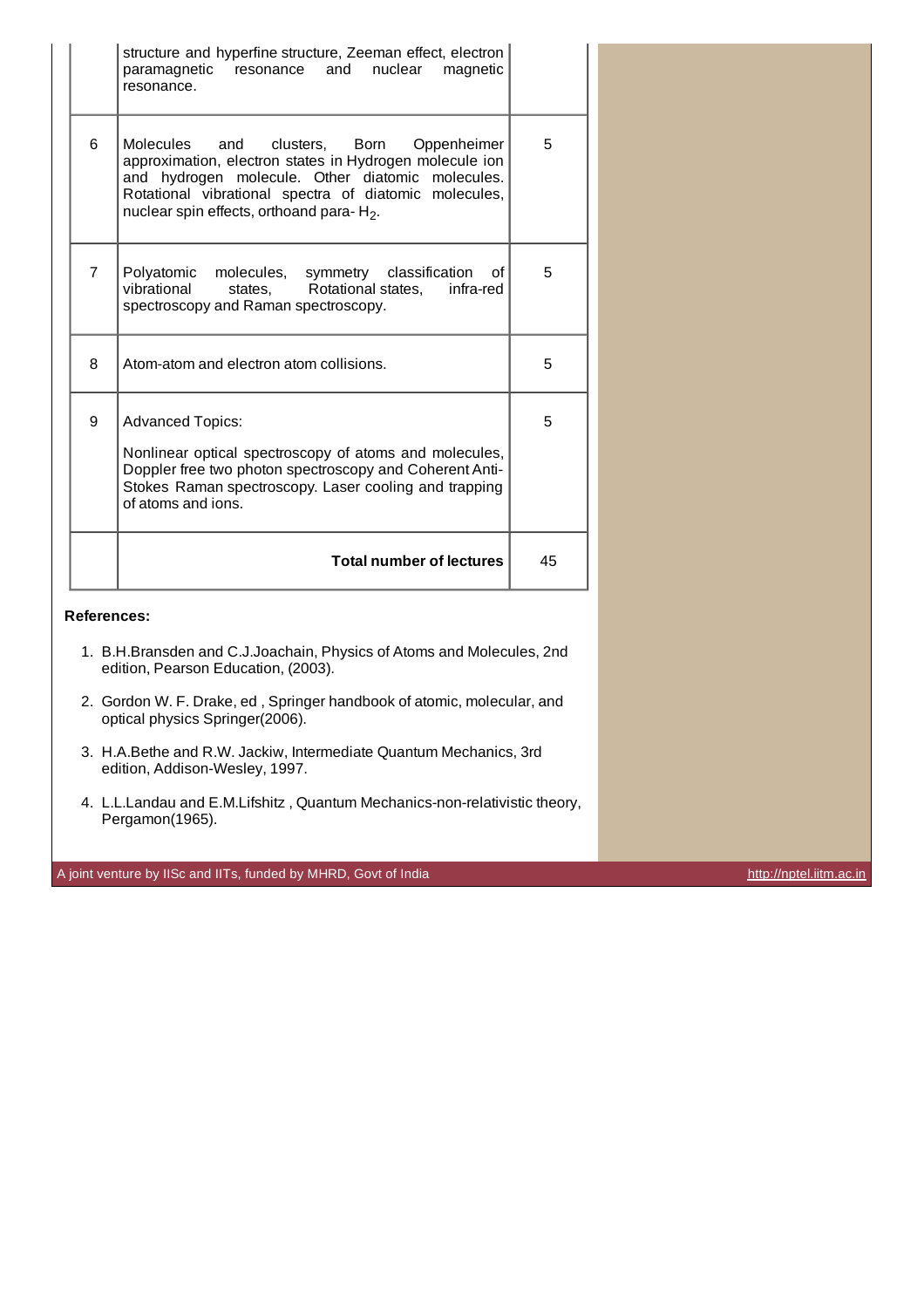| | | |
|---|---|---|
| | structure and hyperfine structure, Zeeman effect, electron paramagnetic resonance and nuclear magnetic resonance. | |
| 6 | Molecules and clusters, Born Oppenheimer approximation, electron states in Hydrogen molecule ion and hydrogen molecule. Other diatomic molecules. Rotational vibrational spectra of diatomic molecules, nuclear spin effects, orthoand para- $H_2$. | 5 |
| 7 | Polyatomic molecules, symmetry classification of vibrational states, Rotational states, infra-red spectroscopy and Raman spectroscopy. | 5 |
| 8 | Atom-atom and electron atom collisions. | 5 |
| 9 | Advanced Topics:<br><br>Nonlinear optical spectroscopy of atoms and molecules, Doppler free two photon spectroscopy and Coherent Anti-Stokes Raman spectroscopy. Laser cooling and trapping of atoms and ions. | 5 |
| | **Total number of lectures** | 45 |

**References:**

1. B.H.Bransden and C.J.Joachain, Physics of Atoms and Molecules, 2nd edition, Pearson Education, (2003).
2. Gordon W. F. Drake, ed , Springer handbook of atomic, molecular, and optical physics Springer(2006).
3. H.A.Bethe and R.W. Jackiw, Intermediate Quantum Mechanics, 3rd edition, Addison-Wesley, 1997.
4. L.L.Landau and E.M.Lifshitz , Quantum Mechanics-non-relativistic theory, Pergamon(1965).